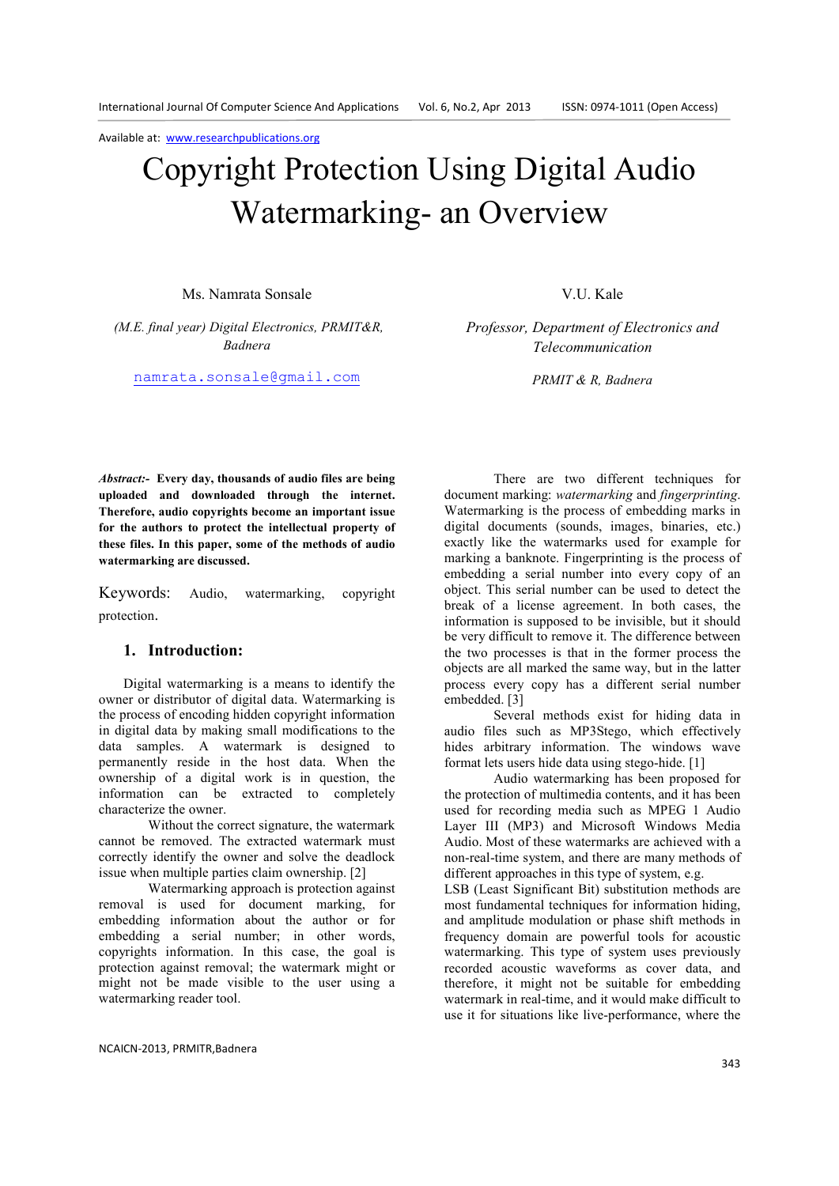Available at: [www.researchpublications.org](http://www.researchpublications.org)

# Copyright Protection Using Digital Audio Watermarking- an Overview

Ms. Namrata Sonsale

*(M.E. final year) Digital Electronics, PRMIT&R, Badnera*

namrata.sonsale@gmail.com

V.U. Kale

*Professor, Department of Electronics and Telecommunication*

*PRMIT & R, Badnera*

***Abstract:-*** **Every day, thousands of audio files are being uploaded and downloaded through the internet. Therefore, audio copyrights become an important issue for the authors to protect the intellectual property of these files. In this paper, some of the methods of audio watermarking are discussed.**

Keywords: Audio, watermarking, copyright protection.

## 1. Introduction:

Digital watermarking is a means to identify the owner or distributor of digital data. Watermarking is the process of encoding hidden copyright information in digital data by making small modifications to the data samples. A watermark is designed to permanently reside in the host data. When the ownership of a digital work is in question, the information can be extracted to completely characterize the owner.

Without the correct signature, the watermark cannot be removed. The extracted watermark must correctly identify the owner and solve the deadlock issue when multiple parties claim ownership. [2]

Watermarking approach is protection against removal is used for document marking, for embedding information about the author or for embedding a serial number; in other words, copyrights information. In this case, the goal is protection against removal; the watermark might or might not be made visible to the user using a watermarking reader tool.

There are two different techniques for document marking: *watermarking* and *fingerprinting*. Watermarking is the process of embedding marks in digital documents (sounds, images, binaries, etc.) exactly like the watermarks used for example for marking a banknote. Fingerprinting is the process of embedding a serial number into every copy of an object. This serial number can be used to detect the break of a license agreement. In both cases, the information is supposed to be invisible, but it should be very difficult to remove it. The difference between the two processes is that in the former process the objects are all marked the same way, but in the latter process every copy has a different serial number embedded. [3]

Several methods exist for hiding data in audio files such as MP3Stego, which effectively hides arbitrary information. The windows wave format lets users hide data using stego-hide. [1]

Audio watermarking has been proposed for the protection of multimedia contents, and it has been used for recording media such as MPEG 1 Audio Layer III (MP3) and Microsoft Windows Media Audio. Most of these watermarks are achieved with a non-real-time system, and there are many methods of different approaches in this type of system, e.g. LSB (Least Significant Bit) substitution methods are most fundamental techniques for information hiding, and amplitude modulation or phase shift methods in frequency domain are powerful tools for acoustic watermarking. This type of system uses previously recorded acoustic waveforms as cover data, and therefore, it might not be suitable for embedding watermark in real-time, and it would make difficult to use it for situations like live-performance, where the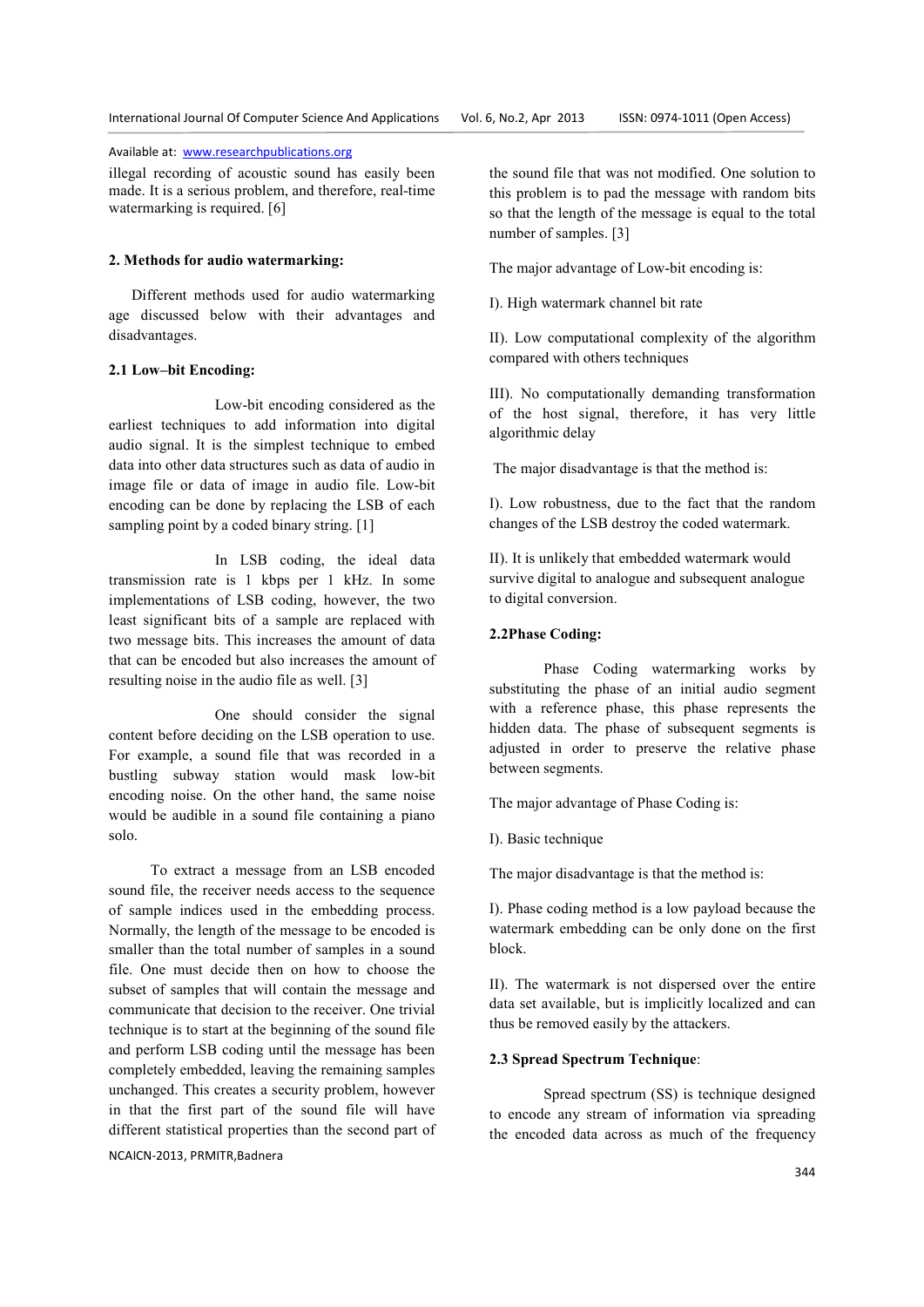illegal recording of acoustic sound has easily been made. It is a serious problem, and therefore, real-time watermarking is required. [6]

## 2. Methods for audio watermarking:

Different methods used for audio watermarking age discussed below with their advantages and disadvantages.

### 2.1 Low–bit Encoding:

Low-bit encoding considered as the earliest techniques to add information into digital audio signal. It is the simplest technique to embed data into other data structures such as data of audio in image file or data of image in audio file. Low-bit encoding can be done by replacing the LSB of each sampling point by a coded binary string. [1]

In LSB coding, the ideal data transmission rate is 1 kbps per 1 kHz. In some implementations of LSB coding, however, the two least significant bits of a sample are replaced with two message bits. This increases the amount of data that can be encoded but also increases the amount of resulting noise in the audio file as well. [3]

One should consider the signal content before deciding on the LSB operation to use. For example, a sound file that was recorded in a bustling subway station would mask low-bit encoding noise. On the other hand, the same noise would be audible in a sound file containing a piano solo.

To extract a message from an LSB encoded sound file, the receiver needs access to the sequence of sample indices used in the embedding process. Normally, the length of the message to be encoded is smaller than the total number of samples in a sound file. One must decide then on how to choose the subset of samples that will contain the message and communicate that decision to the receiver. One trivial technique is to start at the beginning of the sound file and perform LSB coding until the message has been completely embedded, leaving the remaining samples unchanged. This creates a security problem, however in that the first part of the sound file will have different statistical properties than the second part of the sound file that was not modified. One solution to this problem is to pad the message with random bits so that the length of the message is equal to the total number of samples. [3]

The major advantage of Low-bit encoding is:

I). High watermark channel bit rate

II). Low computational complexity of the algorithm compared with others techniques

III). No computationally demanding transformation of the host signal, therefore, it has very little algorithmic delay

The major disadvantage is that the method is:

I). Low robustness, due to the fact that the random changes of the LSB destroy the coded watermark.

II). It is unlikely that embedded watermark would survive digital to analogue and subsequent analogue to digital conversion.

### 2.2Phase Coding:

Phase Coding watermarking works by substituting the phase of an initial audio segment with a reference phase, this phase represents the hidden data. The phase of subsequent segments is adjusted in order to preserve the relative phase between segments.

The major advantage of Phase Coding is:

I). Basic technique

The major disadvantage is that the method is:

I). Phase coding method is a low payload because the watermark embedding can be only done on the first block.

II). The watermark is not dispersed over the entire data set available, but is implicitly localized and can thus be removed easily by the attackers.

### 2.3 Spread Spectrum Technique:

Spread spectrum (SS) is technique designed to encode any stream of information via spreading the encoded data across as much of the frequency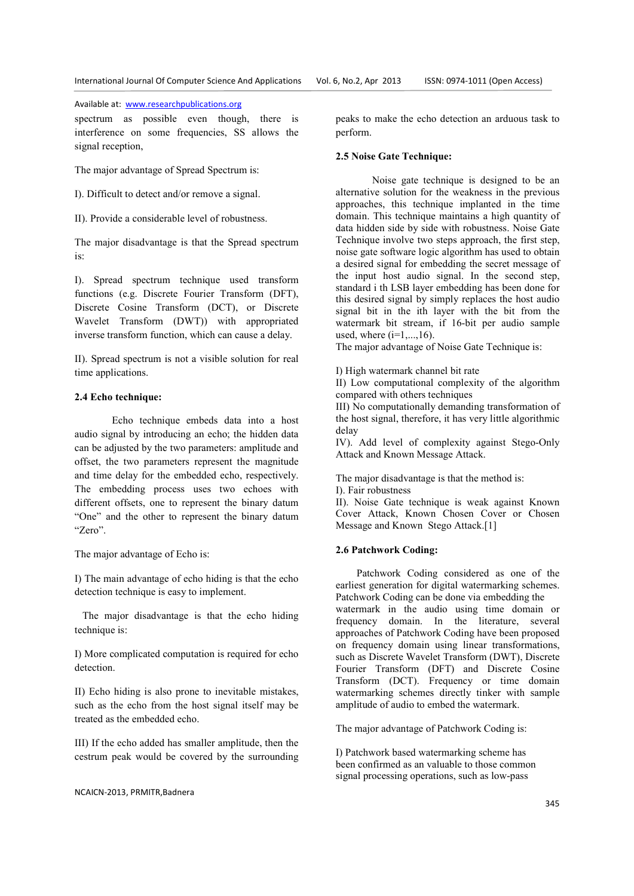spectrum as possible even though, there is interference on some frequencies, SS allows the signal reception,

The major advantage of Spread Spectrum is:

I). Difficult to detect and/or remove a signal.

II). Provide a considerable level of robustness.

The major disadvantage is that the Spread spectrum is:

I). Spread spectrum technique used transform functions (e.g. Discrete Fourier Transform (DFT), Discrete Cosine Transform (DCT), or Discrete Wavelet Transform (DWT)) with appropriated inverse transform function, which can cause a delay.

II). Spread spectrum is not a visible solution for real time applications.

### 2.4 Echo technique:

Echo technique embeds data into a host audio signal by introducing an echo; the hidden data can be adjusted by the two parameters: amplitude and offset, the two parameters represent the magnitude and time delay for the embedded echo, respectively. The embedding process uses two echoes with different offsets, one to represent the binary datum "One" and the other to represent the binary datum "Zero".

The major advantage of Echo is:

I) The main advantage of echo hiding is that the echo detection technique is easy to implement.

The major disadvantage is that the echo hiding technique is:

I) More complicated computation is required for echo detection.

II) Echo hiding is also prone to inevitable mistakes, such as the echo from the host signal itself may be treated as the embedded echo.

III) If the echo added has smaller amplitude, then the cestrum peak would be covered by the surrounding peaks to make the echo detection an arduous task to perform.

### 2.5 Noise Gate Technique:

Noise gate technique is designed to be an alternative solution for the weakness in the previous approaches, this technique implanted in the time domain. This technique maintains a high quantity of data hidden side by side with robustness. Noise Gate Technique involve two steps approach, the first step, noise gate software logic algorithm has used to obtain a desired signal for embedding the secret message of the input host audio signal. In the second step, standard i th LSB layer embedding has been done for this desired signal by simply replaces the host audio signal bit in the ith layer with the bit from the watermark bit stream, if 16-bit per audio sample used, where (i=1,...,16).
The major advantage of Noise Gate Technique is:

I) High watermark channel bit rate
II) Low computational complexity of the algorithm compared with others techniques
III) No computationally demanding transformation of the host signal, therefore, it has very little algorithmic delay
IV). Add level of complexity against Stego-Only Attack and Known Message Attack.

The major disadvantage is that the method is:
I). Fair robustness
II). Noise Gate technique is weak against Known Cover Attack, Known Chosen Cover or Chosen Message and Known Stego Attack.[1]

### 2.6 Patchwork Coding:

Patchwork Coding considered as one of the earliest generation for digital watermarking schemes. Patchwork Coding can be done via embedding the watermark in the audio using time domain or frequency domain. In the literature, several approaches of Patchwork Coding have been proposed on frequency domain using linear transformations, such as Discrete Wavelet Transform (DWT), Discrete Fourier Transform (DFT) and Discrete Cosine Transform (DCT). Frequency or time domain watermarking schemes directly tinker with sample amplitude of audio to embed the watermark.

The major advantage of Patchwork Coding is:

I) Patchwork based watermarking scheme has been confirmed as an valuable to those common signal processing operations, such as low-pass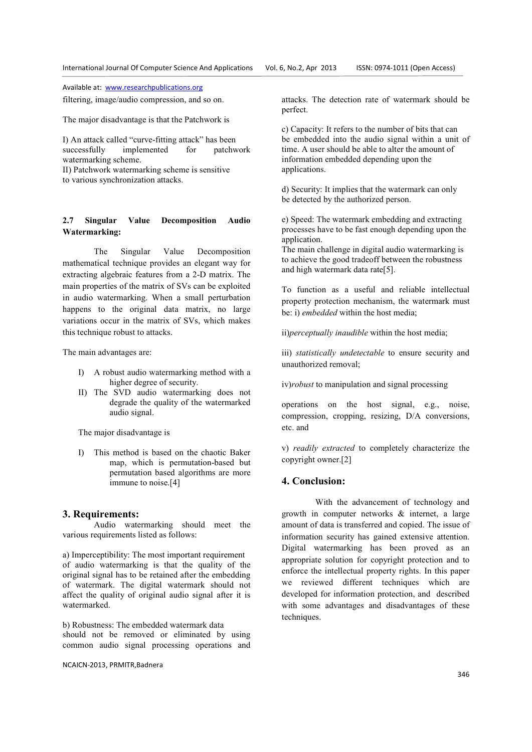filtering, image/audio compression, and so on.

The major disadvantage is that the Patchwork is

I) An attack called "curve-fitting attack" has been successfully implemented for patchwork watermarking scheme.
II) Patchwork watermarking scheme is sensitive to various synchronization attacks.

### 2.7 Singular Value Decomposition Audio Watermarking:

The Singular Value Decomposition mathematical technique provides an elegant way for extracting algebraic features from a 2-D matrix. The main properties of the matrix of SVs can be exploited in audio watermarking. When a small perturbation happens to the original data matrix, no large variations occur in the matrix of SVs, which makes this technique robust to attacks.

The main advantages are:

I) A robust audio watermarking method with a higher degree of security.
II) The SVD audio watermarking does not degrade the quality of the watermarked audio signal.

The major disadvantage is

I) This method is based on the chaotic Baker map, which is permutation-based but permutation based algorithms are more immune to noise.[4]

## 3. Requirements:

Audio watermarking should meet the various requirements listed as follows:

a) Imperceptibility: The most important requirement of audio watermarking is that the quality of the original signal has to be retained after the embedding of watermark. The digital watermark should not affect the quality of original audio signal after it is watermarked.

b) Robustness: The embedded watermark data should not be removed or eliminated by using common audio signal processing operations and attacks. The detection rate of watermark should be perfect.

c) Capacity: It refers to the number of bits that can be embedded into the audio signal within a unit of time. A user should be able to alter the amount of information embedded depending upon the applications.

d) Security: It implies that the watermark can only be detected by the authorized person.

e) Speed: The watermark embedding and extracting processes have to be fast enough depending upon the application.

The main challenge in digital audio watermarking is to achieve the good tradeoff between the robustness and high watermark data rate[5].

To function as a useful and reliable intellectual property protection mechanism, the watermark must be: i) *embedded* within the host media;

ii)*perceptually inaudible* within the host media;

iii) *statistically undetectable* to ensure security and unauthorized removal;

iv)*robust* to manipulation and signal processing

operations on the host signal, e.g., noise, compression, cropping, resizing, D/A conversions, etc. and

v) *readily extracted* to completely characterize the copyright owner.[2]

## 4. Conclusion:

With the advancement of technology and growth in computer networks & internet, a large amount of data is transferred and copied. The issue of information security has gained extensive attention. Digital watermarking has been proved as an appropriate solution for copyright protection and to enforce the intellectual property rights. In this paper we reviewed different techniques which are developed for information protection, and described with some advantages and disadvantages of these techniques.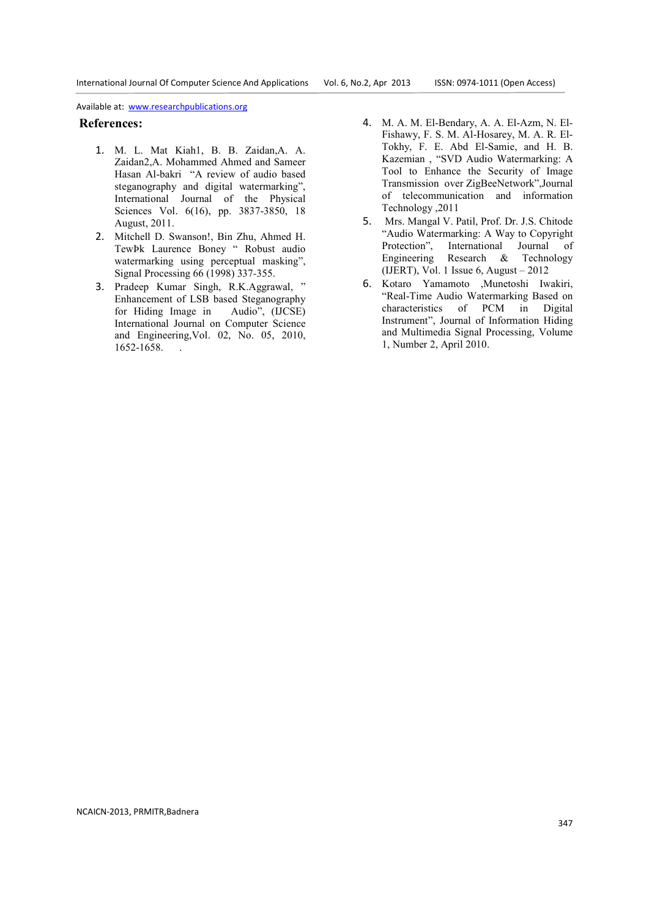## References:

1. M. L. Mat Kiah1, B. B. Zaidan,A. A. Zaidan2,A. Mohammed Ahmed and Sameer Hasan Al-bakri "A review of audio based steganography and digital watermarking", International Journal of the Physical Sciences Vol. 6(16), pp. 3837-3850, 18 August, 2011.
2. Mitchell D. Swanson!, Bin Zhu, Ahmed H. TewÞk Laurence Boney " Robust audio watermarking using perceptual masking", Signal Processing 66 (1998) 337-355.
3. Pradeep Kumar Singh, R.K.Aggrawal, " Enhancement of LSB based Steganography for Hiding Image in Audio", (IJCSE) International Journal on Computer Science and Engineering,Vol. 02, No. 05, 2010, 1652-1658. .
4. M. A. M. El-Bendary, A. A. El-Azm, N. El-Fishawy, F. S. M. Al-Hosarey, M. A. R. El-Tokhy, F. E. Abd El-Samie, and H. B. Kazemian , "SVD Audio Watermarking: A Tool to Enhance the Security of Image Transmission over ZigBeeNetwork",Journal of telecommunication and information Technology ,2011
5. Mrs. Mangal V. Patil, Prof. Dr. J.S. Chitode "Audio Watermarking: A Way to Copyright Protection", International Journal of Engineering Research & Technology (IJERT), Vol. 1 Issue 6, August – 2012
6. Kotaro Yamamoto ,Munetoshi Iwakiri, "Real-Time Audio Watermarking Based on characteristics of PCM in Digital Instrument", Journal of Information Hiding and Multimedia Signal Processing, Volume 1, Number 2, April 2010.